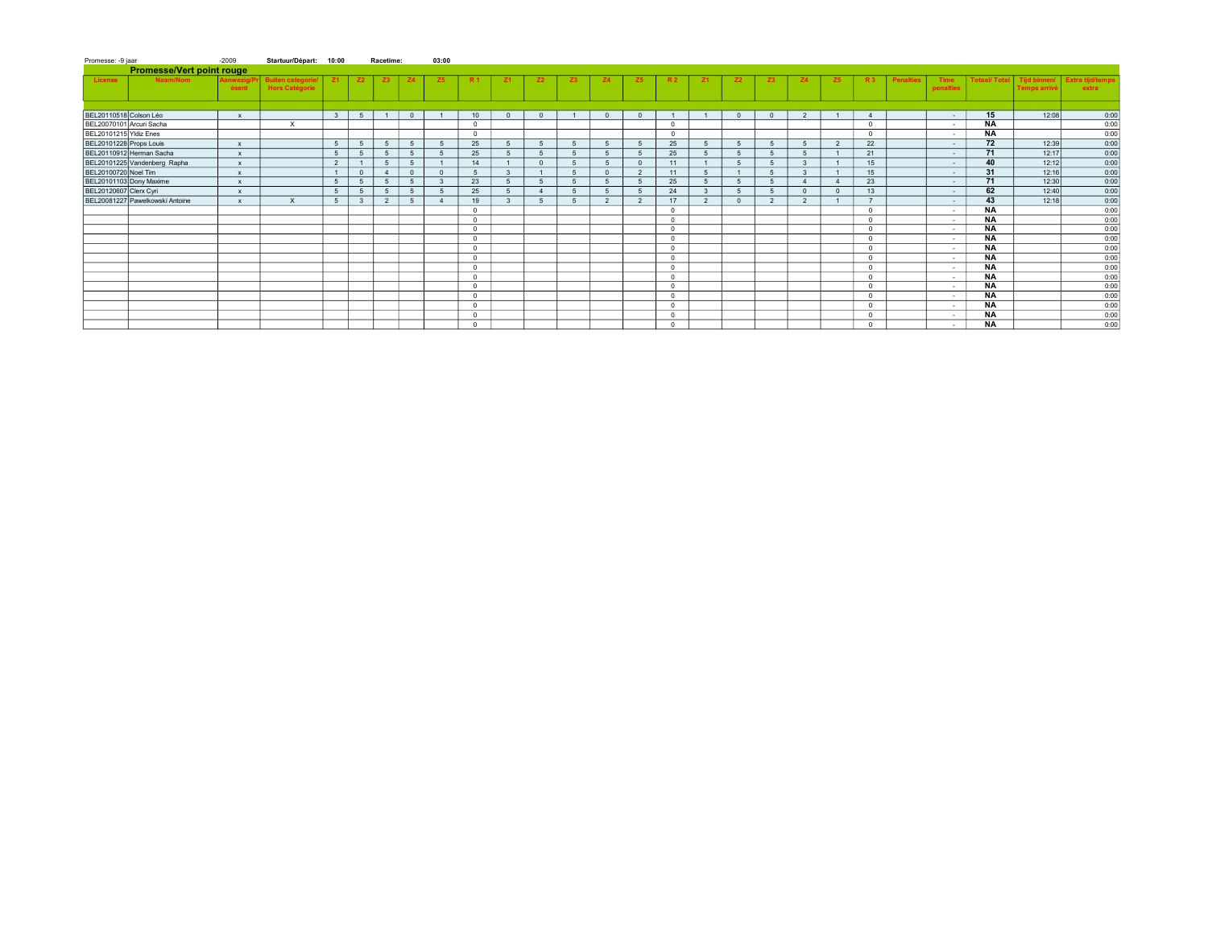Promesse: -9 jaar | -2009 | **Startuur/Départ: 10:00** | **Racetime: 03:00**

## Promesse/Vert point rouge

| License | Naam/Nom | Aanwezig/Présent | Buiten categorie/ Hors Catégorie | Z1 | Z2 | Z3 | Z4 | Z5 | R 1 | Z1 | Z2 | Z3 | Z4 | Z5 | R 2 | Z1 | Z2 | Z3 | Z4 | Z5 | R 3 | Penalties | Time penalties | Totaal/ Total | Tijd binnen/ Temps arrivé | Extra tijd/temps extra |
|---|---|---|---|---|---|---|---|---|---|---|---|---|---|---|---|---|---|---|---|---|---|---|---|---|---|---|
| BEL20110518 | Colson Léo | x | | 3 | 5 | 1 | 0 | 1 | 10 | 0 | 0 | 1 | 0 | 0 | 1 | 1 | 0 | 0 | 2 | 1 | 4 | | - | **15** | 12:08 | 0:00 |
| BEL20070101 | Arcuri Sacha | | X | | | | | | 0 | | | | | | 0 | | | | | | 0 | | - | **NA** | | 0:00 |
| BEL20101215 | Yldiz Enes | | | | | | | | 0 | | | | | | 0 | | | | | | 0 | | - | **NA** | | 0:00 |
| BEL20101228 | Props Louis | x | | 5 | 5 | 5 | 5 | 5 | 25 | 5 | 5 | 5 | 5 | 5 | 25 | 5 | 5 | 5 | 5 | 2 | 22 | | - | **72** | 12:39 | 0:00 |
| BEL20110912 | Herman Sacha | x | | 5 | 5 | 5 | 5 | 5 | 25 | 5 | 5 | 5 | 5 | 5 | 25 | 5 | 5 | 5 | 5 | 1 | 21 | | - | **71** | 12:17 | 0:00 |
| BEL20101225 | Vandenberg Rapha | x | | 2 | 1 | 5 | 5 | 1 | 14 | 1 | 0 | 5 | 5 | 0 | 11 | 1 | 5 | 5 | 3 | 1 | 15 | | - | **40** | 12:12 | 0:00 |
| BEL20100720 | Noel Tim | x | | 1 | 0 | 4 | 0 | 0 | 5 | 3 | 1 | 5 | 0 | 2 | 11 | 5 | 1 | 5 | 3 | 1 | 15 | | - | **31** | 12:16 | 0:00 |
| BEL20101103 | Dony Maxime | x | | 5 | 5 | 5 | 5 | 3 | 23 | 5 | 5 | 5 | 5 | 5 | 25 | 5 | 5 | 5 | 4 | 4 | 23 | | - | **71** | 12:30 | 0:00 |
| BEL20120607 | Clerx Cyri | x | | 5 | 5 | 5 | 5 | 5 | 25 | 5 | 4 | 5 | 5 | 5 | 24 | 3 | 5 | 5 | 0 | 0 | 13 | | - | **62** | 12:40 | 0:00 |
| BEL20081227 | Pawelkowski Antoine | x | X | 5 | 3 | 2 | 5 | 4 | 19 | 3 | 5 | 5 | 2 | 2 | 17 | 2 | 0 | 2 | 2 | 1 | 7 | | - | **43** | 12:18 | 0:00 |
| | | | | | | | | | 0 | | | | | | 0 | | | | | | 0 | | - | **NA** | | 0:00 |
| | | | | | | | | | 0 | | | | | | 0 | | | | | | 0 | | - | **NA** | | 0:00 |
| | | | | | | | | | 0 | | | | | | 0 | | | | | | 0 | | - | **NA** | | 0:00 |
| | | | | | | | | | 0 | | | | | | 0 | | | | | | 0 | | - | **NA** | | 0:00 |
| | | | | | | | | | 0 | | | | | | 0 | | | | | | 0 | | - | **NA** | | 0:00 |
| | | | | | | | | | 0 | | | | | | 0 | | | | | | 0 | | - | **NA** | | 0:00 |
| | | | | | | | | | 0 | | | | | | 0 | | | | | | 0 | | - | **NA** | | 0:00 |
| | | | | | | | | | 0 | | | | | | 0 | | | | | | 0 | | - | **NA** | | 0:00 |
| | | | | | | | | | 0 | | | | | | 0 | | | | | | 0 | | - | **NA** | | 0:00 |
| | | | | | | | | | 0 | | | | | | 0 | | | | | | 0 | | - | **NA** | | 0:00 |
| | | | | | | | | | 0 | | | | | | 0 | | | | | | 0 | | - | **NA** | | 0:00 |
| | | | | | | | | | 0 | | | | | | 0 | | | | | | 0 | | - | **NA** | | 0:00 |
| | | | | | | | | | 0 | | | | | | 0 | | | | | | 0 | | - | **NA** | | 0:00 |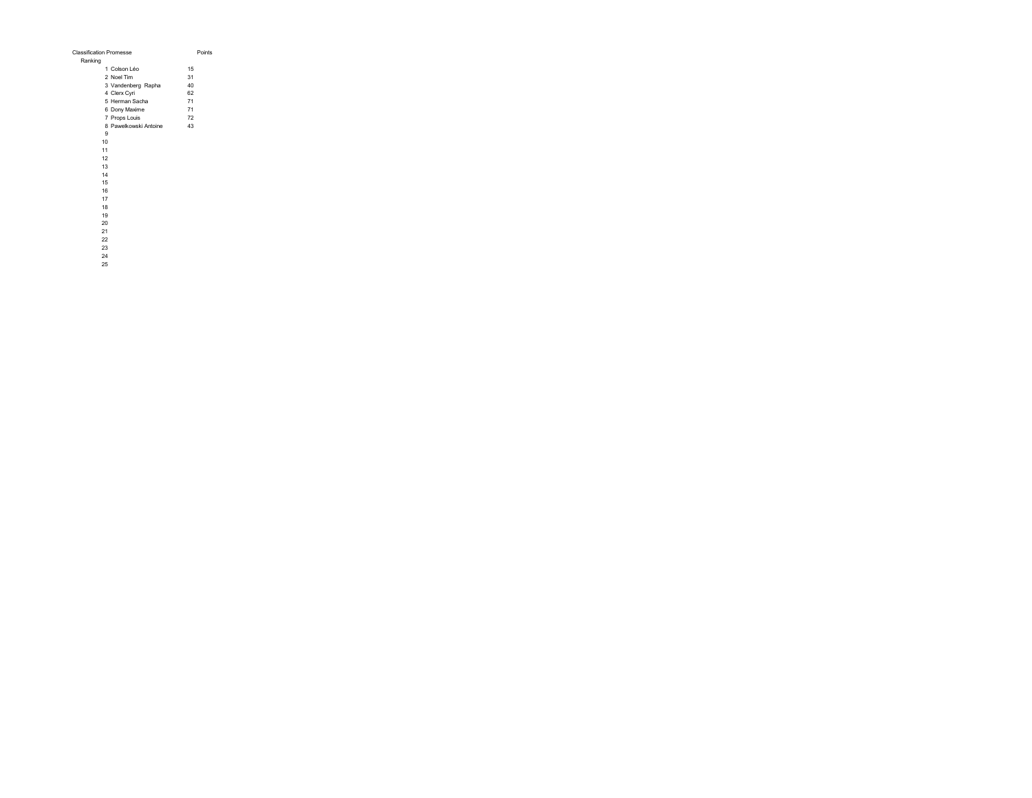| Classification Promesse | | Points |
|---|---|---|
| Ranking | | |
| 1 | Colson Léo | 15 |
| 2 | Noel Tim | 31 |
| 3 | Vandenberg  Rapha | 40 |
| 4 | Clerx Cyri | 62 |
| 5 | Herman Sacha | 71 |
| 6 | Dony Maxime | 71 |
| 7 | Props Louis | 72 |
| 8 | Pawelkowski Antoine | 43 |
| 9 | | |
| 10 | | |
| 11 | | |
| 12 | | |
| 13 | | |
| 14 | | |
| 15 | | |
| 16 | | |
| 17 | | |
| 18 | | |
| 19 | | |
| 20 | | |
| 21 | | |
| 22 | | |
| 23 | | |
| 24 | | |
| 25 | | |